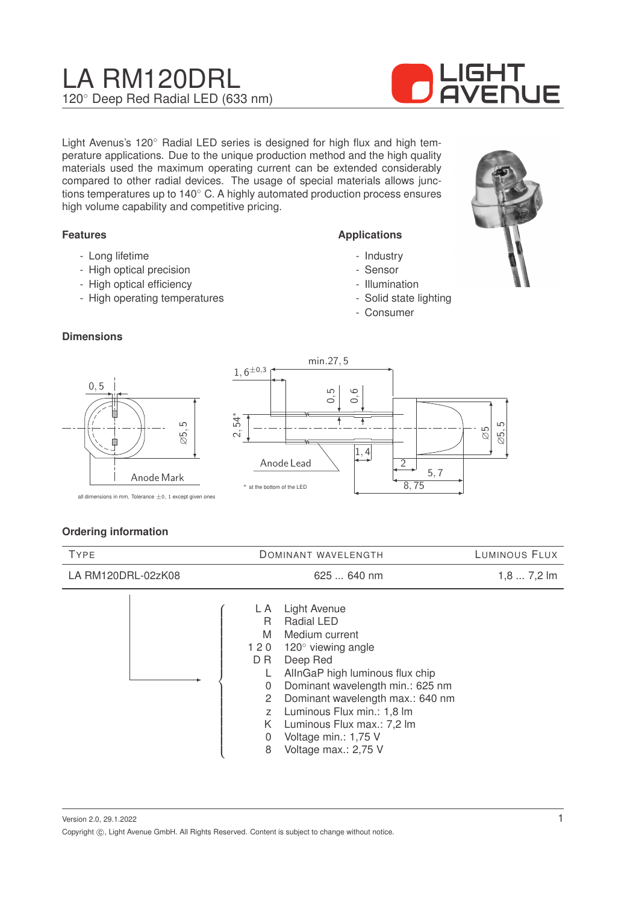# LA RM120DRL

120° Deep Red Radial LED (633 nm)

Light Avenus's 120° Radial LED series is designed for high flux and high temperature applications. Due to the unique production method and the high quality materials used the maximum operating current can be extended considerably compared to other radial devices. The usage of special materials allows junctions temperatures up to 140° C. A highly automated production process ensures high volume capability and competitive pricing.

### Features

- Long lifetime
- High optical precision
- High optical efficiency
- High operating temperatures

### Applications

- Industry
- Sensor
- Illumination
- Solid state lighting
- Consumer

### Dimensions

0,5 — Ø5,5 — Anode Mark — 1,6±0,3 — min.27,5 — 0,5 — 0,6 — 2,54* — 1,4 — Anode Lead — 2 — 5,7 — 8,75 — Ø5 — Ø5,5

\* at the bottom of the LED

all dimensions in mm. Tolerance ±0,1 except given ones

### Ordering information

| Type | Dominant Wavelength | Luminous Flux |
|---|---|---|
| LA RM120DRL-02zK08 | 625 ... 640 nm | 1,8 ... 7,2 lm |

| Code | Meaning |
|---|---|
| L A | Light Avenue |
| R | Radial LED |
| M | Medium current |
| 1 2 0 | 120° viewing angle |
| D R | Deep Red |
| L | AlInGaP high luminous flux chip |
| 0 | Dominant wavelength min.: 625 nm |
| 2 | Dominant wavelength max.: 640 nm |
| z | Luminous Flux min.: 1,8 lm |
| K | Luminous Flux max.: 7,2 lm |
| 0 | Voltage min.: 1,75 V |
| 8 | Voltage max.: 2,75 V |

Version 2.0, 29.1.2022

Copyright ©, Light Avenue GmbH. All Rights Reserved. Content is subject to change without notice.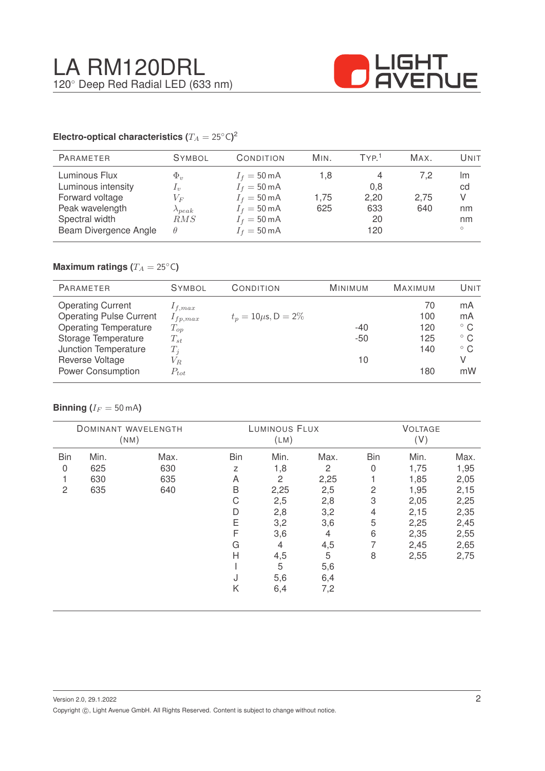# LA RM120DRL

120° Deep Red Radial LED (633 nm)

### Electro-optical characteristics ($T_A = 25°C$)[2]

| Parameter | Symbol | Condition | Min. | Typ.[1] | Max. | Unit |
|---|---|---|---|---|---|---|
| Luminous Flux | $\Phi_v$ | $I_f = 50\,\text{mA}$ | 1,8 | 4 | 7,2 | lm |
| Luminous intensity | $I_v$ | $I_f = 50\,\text{mA}$ | | 0,8 | | cd |
| Forward voltage | $V_F$ | $I_f = 50\,\text{mA}$ | 1,75 | 2,20 | 2,75 | V |
| Peak wavelength | $\lambda_{peak}$ | $I_f = 50\,\text{mA}$ | 625 | 633 | 640 | nm |
| Spectral width | $RMS$ | $I_f = 50\,\text{mA}$ | | 20 | | nm |
| Beam Divergence Angle | $\theta$ | $I_f = 50\,\text{mA}$ | | 120 | | ° |

### Maximum ratings ($T_A = 25°C$)

| Parameter | Symbol | Condition | Minimum | Maximum | Unit |
|---|---|---|---|---|---|
| Operating Current | $I_{f,max}$ | | | 70 | mA |
| Operating Pulse Current | $I_{fp,max}$ | $t_p = 10\mu s$, D = 2% | | 100 | mA |
| Operating Temperature | $T_{op}$ | | -40 | 120 | ° C |
| Storage Temperature | $T_{st}$ | | -50 | 125 | ° C |
| Junction Temperature | $T_j$ | | | 140 | ° C |
| Reverse Voltage | $V_R$ | | 10 | | V |
| Power Consumption | $P_{tot}$ | | | 180 | mW |

### Binning ($I_F = 50\,\text{mA}$)

| Dominant Wavelength (nm) | | | Luminous Flux (lm) | | | Voltage (V) | | |
|---|---|---|---|---|---|---|---|---|
| Bin | Min. | Max. | Bin | Min. | Max. | Bin | Min. | Max. |
| 0 | 625 | 630 | z | 1,8 | 2 | 0 | 1,75 | 1,95 |
| 1 | 630 | 635 | A | 2 | 2,25 | 1 | 1,85 | 2,05 |
| 2 | 635 | 640 | B | 2,25 | 2,5 | 2 | 1,95 | 2,15 |
| | | | C | 2,5 | 2,8 | 3 | 2,05 | 2,25 |
| | | | D | 2,8 | 3,2 | 4 | 2,15 | 2,35 |
| | | | E | 3,2 | 3,6 | 5 | 2,25 | 2,45 |
| | | | F | 3,6 | 4 | 6 | 2,35 | 2,55 |
| | | | G | 4 | 4,5 | 7 | 2,45 | 2,65 |
| | | | H | 4,5 | 5 | 8 | 2,55 | 2,75 |
| | | | I | 5 | 5,6 | | | |
| | | | J | 5,6 | 6,4 | | | |
| | | | K | 6,4 | 7,2 | | | |

Version 2.0, 29.1.2022

Copyright ©, Light Avenue GmbH. All Rights Reserved. Content is subject to change without notice.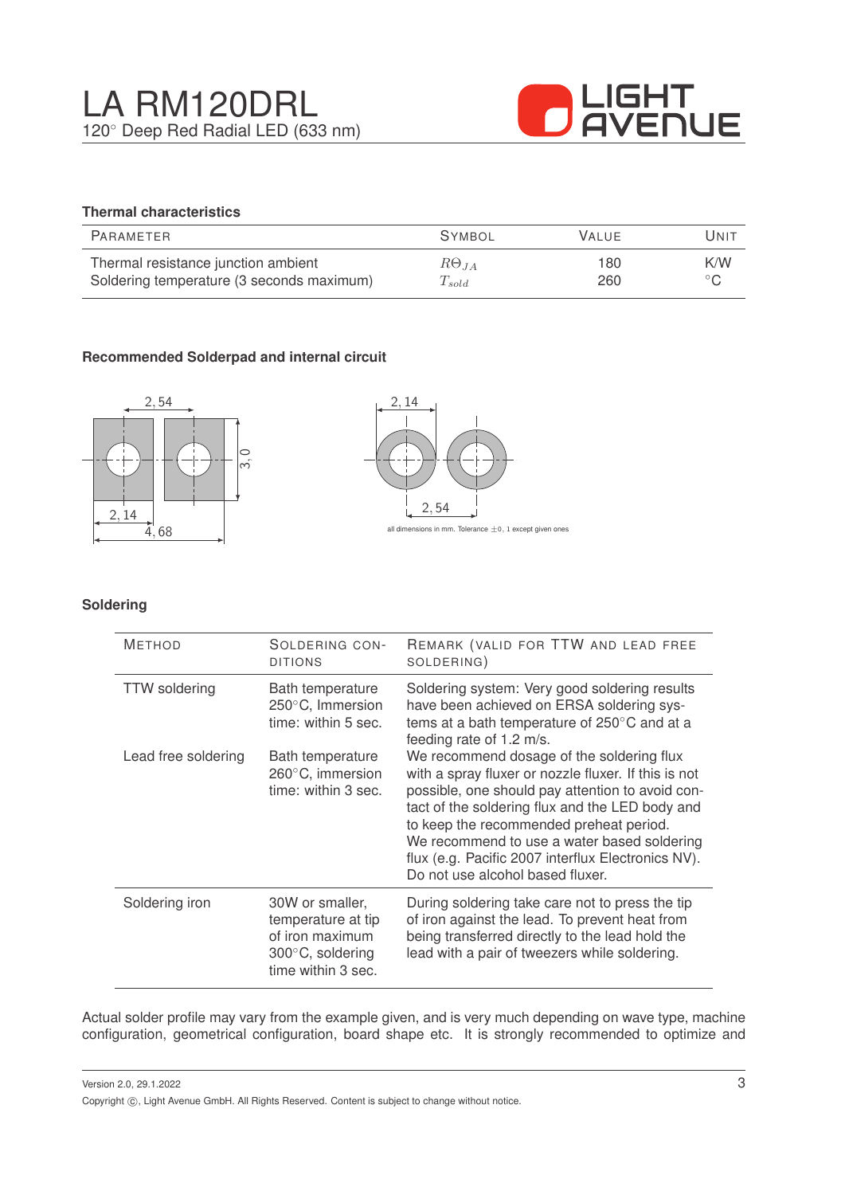### Thermal characteristics

| Parameter | Symbol | Value | Unit |
|---|---|---|---|
| Thermal resistance junction ambient | $R\Theta_{JA}$ | 180 | K/W |
| Soldering temperature (3 seconds maximum) | $T_{sold}$ | 260 | °C |

### Recommended Solderpad and internal circuit

2,54

3,0

2,14

4,68

2,14

2,54

all dimensions in mm. Tolerance ±0,1 except given ones

### Soldering

| Method | Soldering conditions | Remark (valid for TTW and lead free soldering) |
|---|---|---|
| TTW soldering | Bath temperature 250°C, Immersion time: within 5 sec. | Soldering system: Very good soldering results have been achieved on ERSA soldering systems at a bath temperature of 250°C and at a feeding rate of 1.2 m/s. |
| Lead free soldering | Bath temperature 260°C, immersion time: within 3 sec. | We recommend dosage of the soldering flux with a spray fluxer or nozzle fluxer. If this is not possible, one should pay attention to avoid contact of the soldering flux and the LED body and to keep the recommended preheat period. We recommend to use a water based soldering flux (e.g. Pacific 2007 interflux Electronics NV). Do not use alcohol based fluxer. |
| Soldering iron | 30W or smaller, temperature at tip of iron maximum 300°C, soldering time within 3 sec. | During soldering take care not to press the tip of iron against the lead. To prevent heat from being transferred directly to the lead hold the lead with a pair of tweezers while soldering. |

Actual solder profile may vary from the example given, and is very much depending on wave type, machine configuration, geometrical configuration, board shape etc. It is strongly recommended to optimize and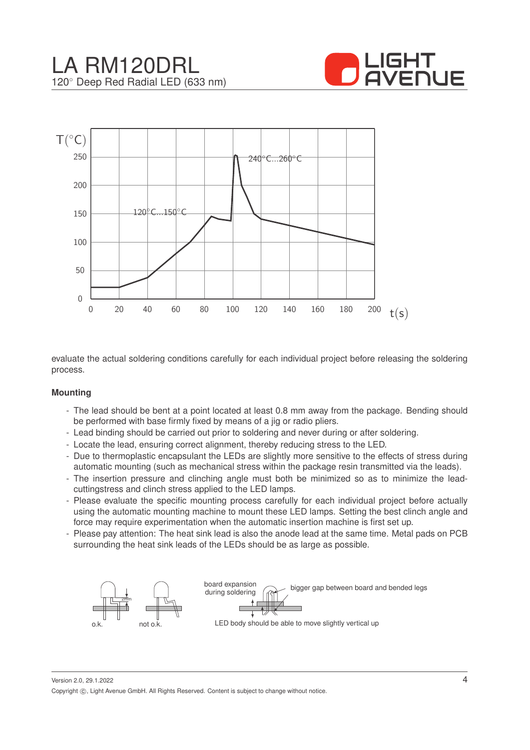evaluate the actual soldering conditions carefully for each individual project before releasing the soldering process.

**Mounting**

- The lead should be bent at a point located at least 0.8 mm away from the package. Bending should be performed with base firmly fixed by means of a jig or radio pliers.
- Lead binding should be carried out prior to soldering and never during or after soldering.
- Locate the lead, ensuring correct alignment, thereby reducing stress to the LED.
- Due to thermoplastic encapsulant the LEDs are slightly more sensitive to the effects of stress during automatic mounting (such as mechanical stress within the package resin transmitted via the leads).
- The insertion pressure and clinching angle must both be minimized so as to minimize the lead-cuttingstress and clinch stress applied to the LED lamps.
- Please evaluate the specific mounting process carefully for each individual project before actually using the automatic mounting machine to mount these LED lamps. Setting the best clinch angle and force may require experimentation when the automatic insertion machine is first set up.
- Please pay attention: The heat sink lead is also the anode lead at the same time. Metal pads on PCB surrounding the heat sink leads of the LEDs should be as large as possible.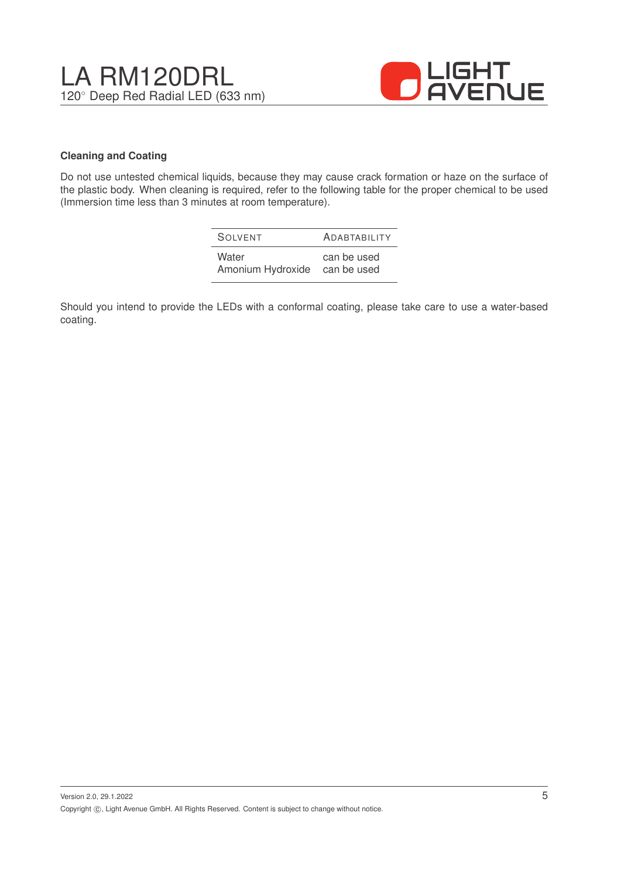### Cleaning and Coating

Do not use untested chemical liquids, because they may cause crack formation or haze on the surface of the plastic body. When cleaning is required, refer to the following table for the proper chemical to be used (Immersion time less than 3 minutes at room temperature).

| Solvent | Adabtability |
|---|---|
| Water | can be used |
| Amonium Hydroxide | can be used |

Should you intend to provide the LEDs with a conformal coating, please take care to use a water-based coating.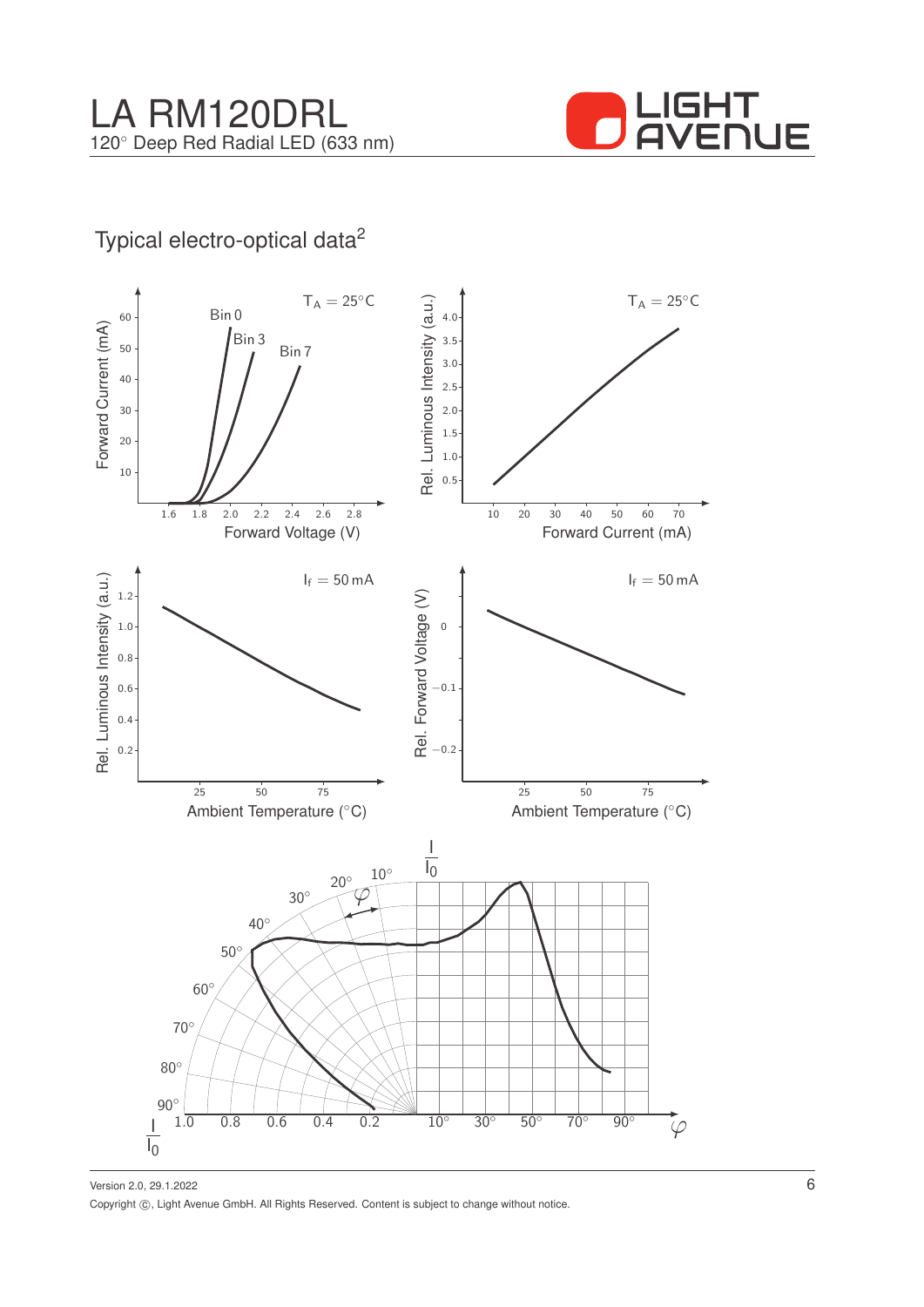# Typical electro-optical data[2]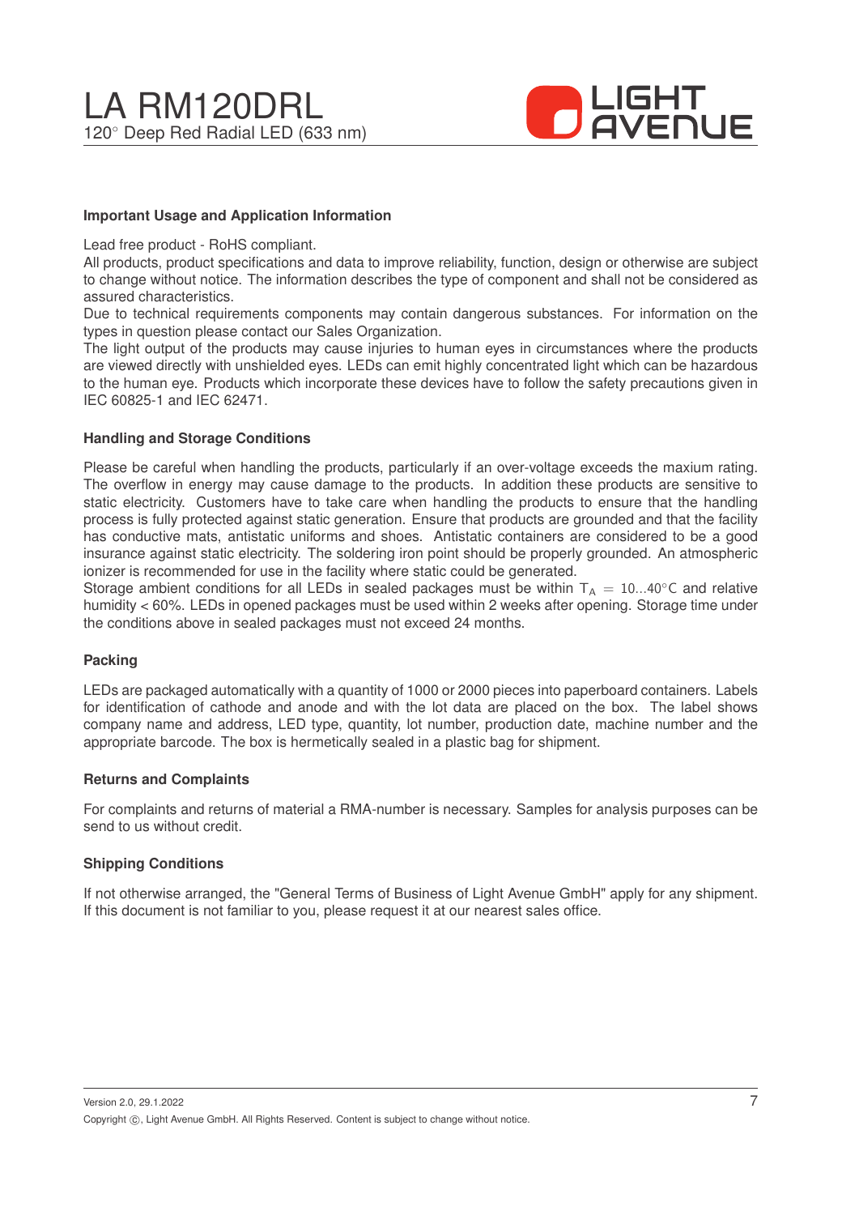### Important Usage and Application Information

Lead free product - RoHS compliant.
All products, product specifications and data to improve reliability, function, design or otherwise are subject to change without notice. The information describes the type of component and shall not be considered as assured characteristics.
Due to technical requirements components may contain dangerous substances. For information on the types in question please contact our Sales Organization.
The light output of the products may cause injuries to human eyes in circumstances where the products are viewed directly with unshielded eyes. LEDs can emit highly concentrated light which can be hazardous to the human eye. Products which incorporate these devices have to follow the safety precautions given in IEC 60825-1 and IEC 62471.

### Handling and Storage Conditions

Please be careful when handling the products, particularly if an over-voltage exceeds the maxium rating. The overflow in energy may cause damage to the products. In addition these products are sensitive to static electricity. Customers have to take care when handling the products to ensure that the handling process is fully protected against static generation. Ensure that products are grounded and that the facility has conductive mats, antistatic uniforms and shoes. Antistatic containers are considered to be a good insurance against static electricity. The soldering iron point should be properly grounded. An atmospheric ionizer is recommended for use in the facility where static could be generated.
Storage ambient conditions for all LEDs in sealed packages must be within $T_A = 10...40°C$ and relative humidity < 60%. LEDs in opened packages must be used within 2 weeks after opening. Storage time under the conditions above in sealed packages must not exceed 24 months.

### Packing

LEDs are packaged automatically with a quantity of 1000 or 2000 pieces into paperboard containers. Labels for identification of cathode and anode and with the lot data are placed on the box. The label shows company name and address, LED type, quantity, lot number, production date, machine number and the appropriate barcode. The box is hermetically sealed in a plastic bag for shipment.

### Returns and Complaints

For complaints and returns of material a RMA-number is necessary. Samples for analysis purposes can be send to us without credit.

### Shipping Conditions

If not otherwise arranged, the "General Terms of Business of Light Avenue GmbH" apply for any shipment. If this document is not familiar to you, please request it at our nearest sales office.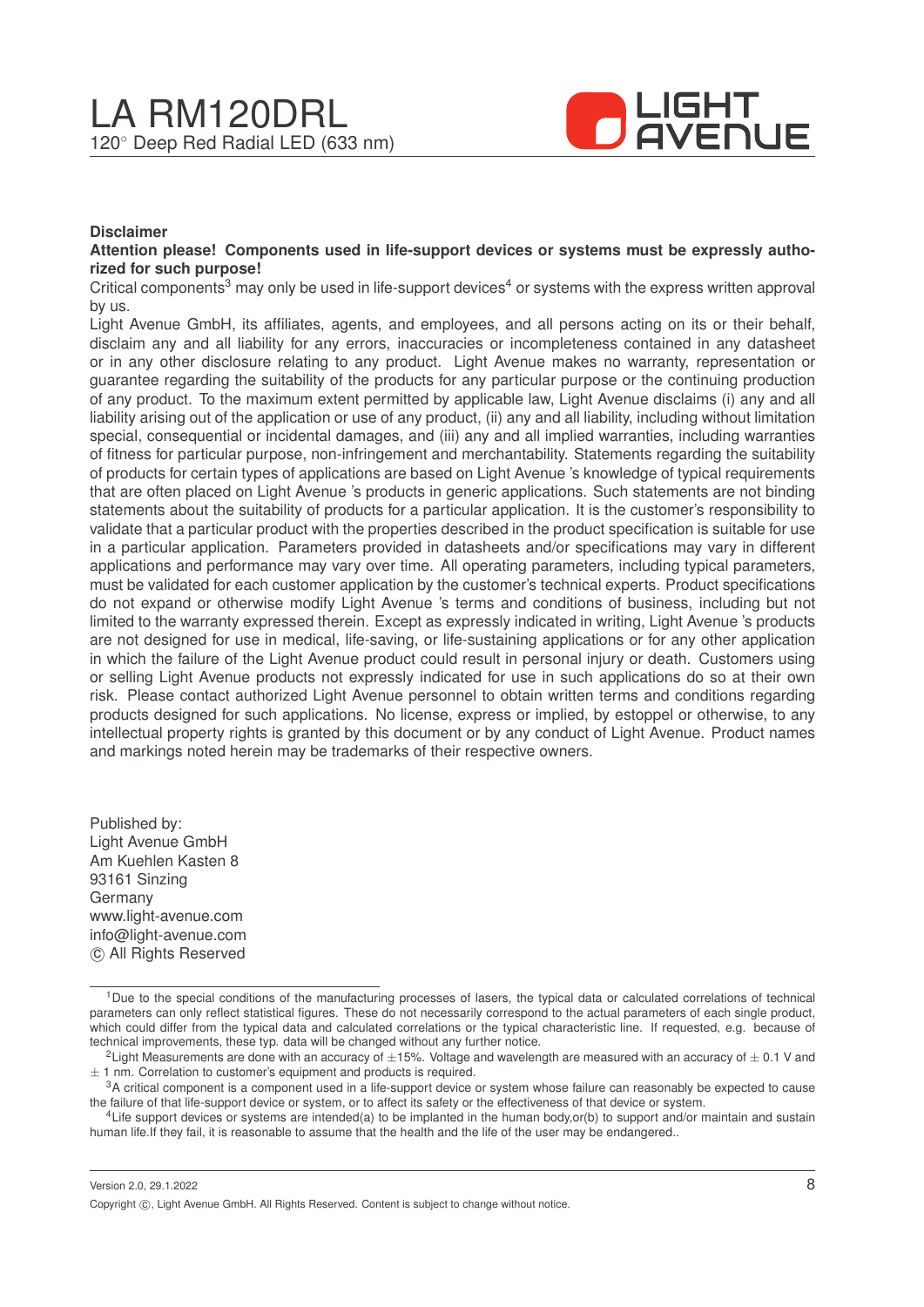**Disclaimer**

**Attention please! Components used in life-support devices or systems must be expressly authorized for such purpose!**

Critical components[3] may only be used in life-support devices[4] or systems with the express written approval by us.

Light Avenue GmbH, its affiliates, agents, and employees, and all persons acting on its or their behalf, disclaim any and all liability for any errors, inaccuracies or incompleteness contained in any datasheet or in any other disclosure relating to any product. Light Avenue makes no warranty, representation or guarantee regarding the suitability of the products for any particular purpose or the continuing production of any product. To the maximum extent permitted by applicable law, Light Avenue disclaims (i) any and all liability arising out of the application or use of any product, (ii) any and all liability, including without limitation special, consequential or incidental damages, and (iii) any and all implied warranties, including warranties of fitness for particular purpose, non-infringement and merchantability. Statements regarding the suitability of products for certain types of applications are based on Light Avenue 's knowledge of typical requirements that are often placed on Light Avenue 's products in generic applications. Such statements are not binding statements about the suitability of products for a particular application. It is the customer's responsibility to validate that a particular product with the properties described in the product specification is suitable for use in a particular application. Parameters provided in datasheets and/or specifications may vary in different applications and performance may vary over time. All operating parameters, including typical parameters, must be validated for each customer application by the customer's technical experts. Product specifications do not expand or otherwise modify Light Avenue 's terms and conditions of business, including but not limited to the warranty expressed therein. Except as expressly indicated in writing, Light Avenue 's products are not designed for use in medical, life-saving, or life-sustaining applications or for any other application in which the failure of the Light Avenue product could result in personal injury or death. Customers using or selling Light Avenue products not expressly indicated for use in such applications do so at their own risk. Please contact authorized Light Avenue personnel to obtain written terms and conditions regarding products designed for such applications. No license, express or implied, by estoppel or otherwise, to any intellectual property rights is granted by this document or by any conduct of Light Avenue. Product names and markings noted herein may be trademarks of their respective owners.

Published by:
Light Avenue GmbH
Am Kuehlen Kasten 8
93161 Sinzing
Germany
www.light-avenue.com
info@light-avenue.com
© All Rights Reserved

[1] Due to the special conditions of the manufacturing processes of lasers, the typical data or calculated correlations of technical parameters can only reflect statistical figures. These do not necessarily correspond to the actual parameters of each single product, which could differ from the typical data and calculated correlations or the typical characteristic line. If requested, e.g. because of technical improvements, these typ. data will be changed without any further notice.

[2] Light Measurements are done with an accuracy of $\pm$15%. Voltage and wavelength are measured with an accuracy of $\pm$ 0.1 V and $\pm$ 1 nm. Correlation to customer's equipment and products is required.

[3] A critical component is a component used in a life-support device or system whose failure can reasonably be expected to cause the failure of that life-support device or system, or to affect its safety or the effectiveness of that device or system.

[4] Life support devices or systems are intended(a) to be implanted in the human body,or(b) to support and/or maintain and sustain human life.If they fail, it is reasonable to assume that the health and the life of the user may be endangered..

Version 2.0, 29.1.2022

Copyright ©, Light Avenue GmbH. All Rights Reserved. Content is subject to change without notice.